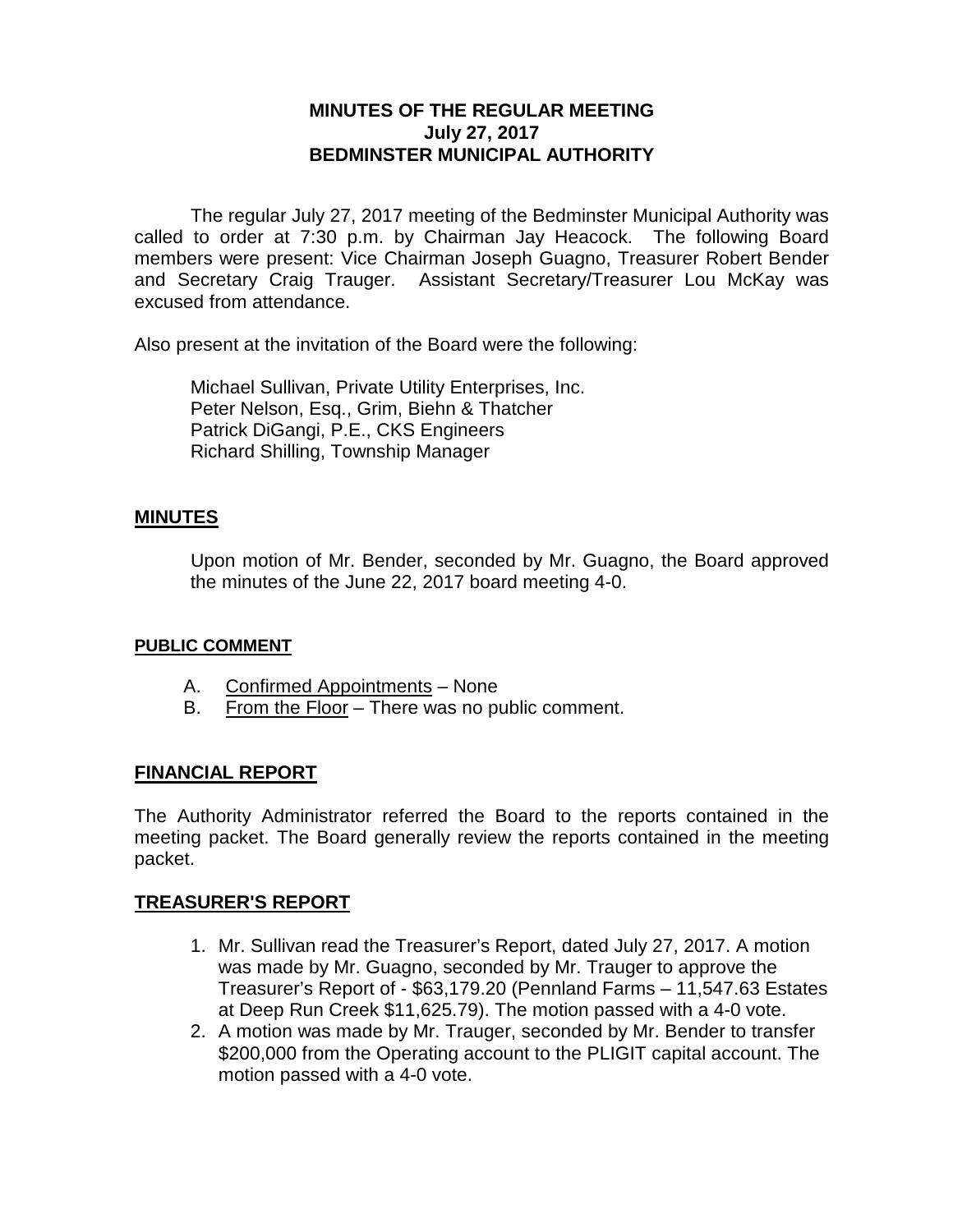# MINUTES OF THE REGULAR MEETING
## July 27, 2017
## BEDMINSTER MUNICIPAL AUTHORITY

The regular July 27, 2017 meeting of the Bedminster Municipal Authority was called to order at 7:30 p.m. by Chairman Jay Heacock. The following Board members were present: Vice Chairman Joseph Guagno, Treasurer Robert Bender and Secretary Craig Trauger. Assistant Secretary/Treasurer Lou McKay was excused from attendance.

Also present at the invitation of the Board were the following:

Michael Sullivan, Private Utility Enterprises, Inc.
Peter Nelson, Esq., Grim, Biehn & Thatcher
Patrick DiGangi, P.E., CKS Engineers
Richard Shilling, Township Manager

## MINUTES

Upon motion of Mr. Bender, seconded by Mr. Guagno, the Board approved the minutes of the June 22, 2017 board meeting 4-0.

## PUBLIC COMMENT

A. Confirmed Appointments – None
B. From the Floor – There was no public comment.

## FINANCIAL REPORT

The Authority Administrator referred the Board to the reports contained in the meeting packet. The Board generally review the reports contained in the meeting packet.

## TREASURER'S REPORT

1. Mr. Sullivan read the Treasurer's Report, dated July 27, 2017. A motion was made by Mr. Guagno, seconded by Mr. Trauger to approve the Treasurer's Report of - $63,179.20 (Pennland Farms – 11,547.63 Estates at Deep Run Creek $11,625.79). The motion passed with a 4-0 vote.
2. A motion was made by Mr. Trauger, seconded by Mr. Bender to transfer $200,000 from the Operating account to the PLIGIT capital account. The motion passed with a 4-0 vote.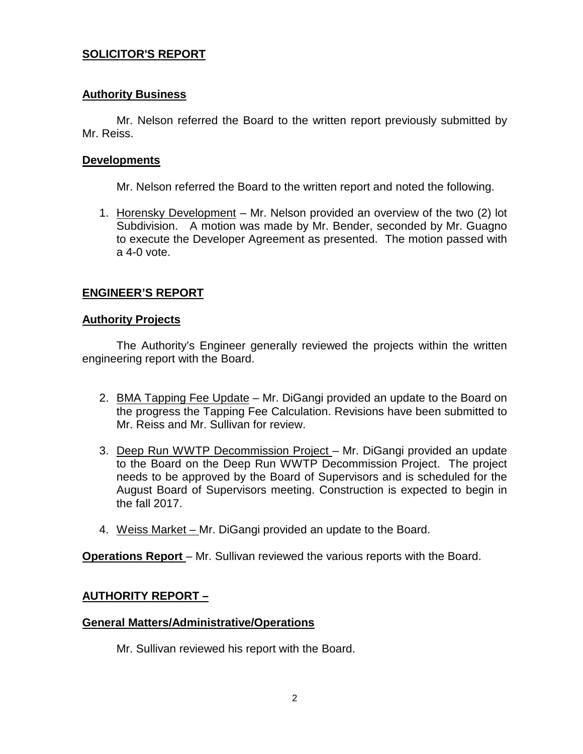## SOLICITOR'S REPORT

### Authority Business

Mr. Nelson referred the Board to the written report previously submitted by Mr. Reiss.

### Developments

Mr. Nelson referred the Board to the written report and noted the following.

1. Horensky Development – Mr. Nelson provided an overview of the two (2) lot Subdivision. A motion was made by Mr. Bender, seconded by Mr. Guagno to execute the Developer Agreement as presented. The motion passed with a 4-0 vote.

## ENGINEER'S REPORT

### Authority Projects

The Authority's Engineer generally reviewed the projects within the written engineering report with the Board.

2. BMA Tapping Fee Update – Mr. DiGangi provided an update to the Board on the progress the Tapping Fee Calculation. Revisions have been submitted to Mr. Reiss and Mr. Sullivan for review.
3. Deep Run WWTP Decommission Project – Mr. DiGangi provided an update to the Board on the Deep Run WWTP Decommission Project. The project needs to be approved by the Board of Supervisors and is scheduled for the August Board of Supervisors meeting. Construction is expected to begin in the fall 2017.
4. Weiss Market – Mr. DiGangi provided an update to the Board.

**Operations Report** – Mr. Sullivan reviewed the various reports with the Board.

## AUTHORITY REPORT –

### General Matters/Administrative/Operations

Mr. Sullivan reviewed his report with the Board.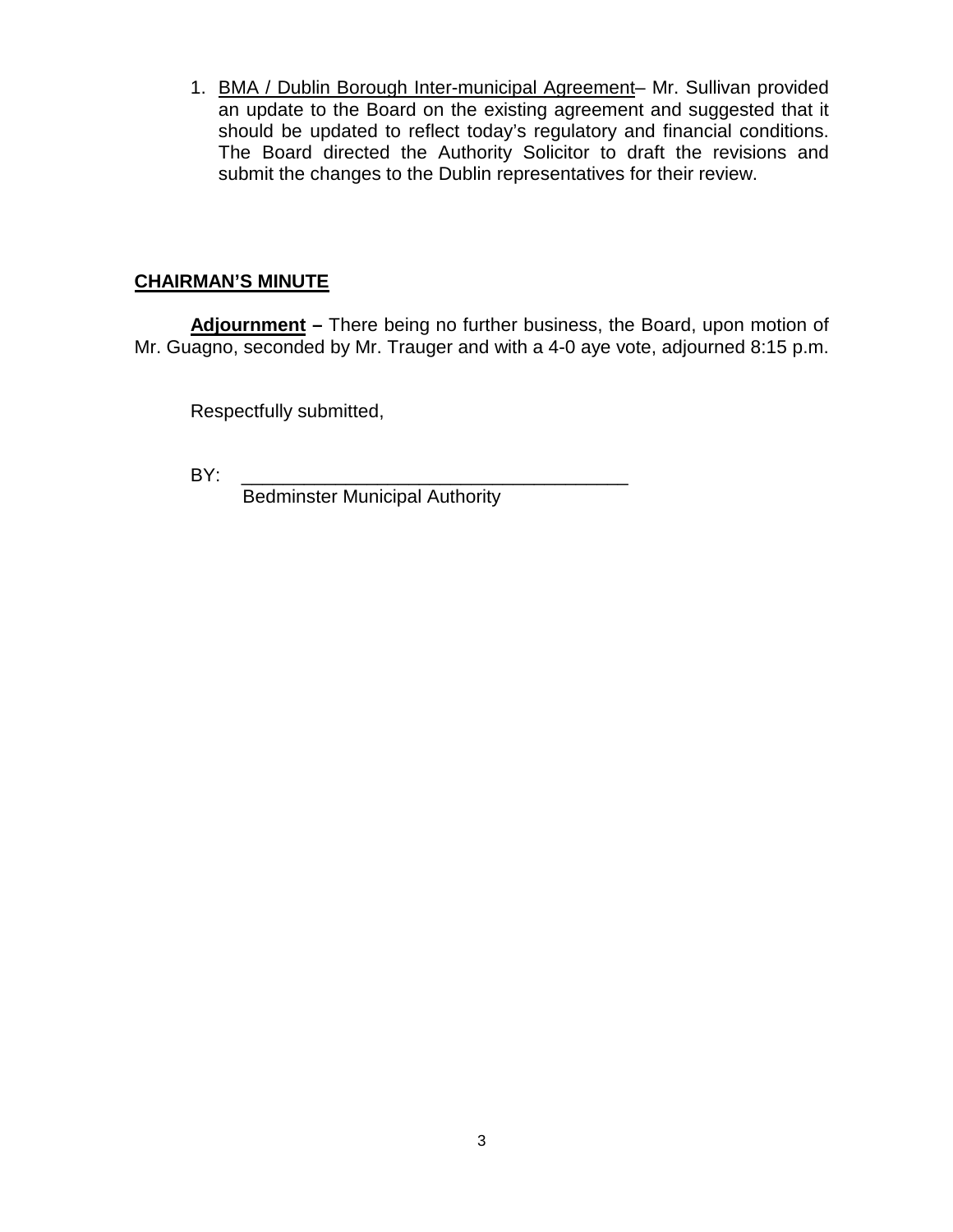1. <u>BMA / Dublin Borough Inter-municipal Agreement</u>– Mr. Sullivan provided an update to the Board on the existing agreement and suggested that it should be updated to reflect today's regulatory and financial conditions. The Board directed the Authority Solicitor to draft the revisions and submit the changes to the Dublin representatives for their review.

## CHAIRMAN'S MINUTE

**Adjournment –** There being no further business, the Board, upon motion of Mr. Guagno, seconded by Mr. Trauger and with a 4-0 aye vote, adjourned 8:15 p.m.

Respectfully submitted,

BY: ______________________________________
Bedminster Municipal Authority